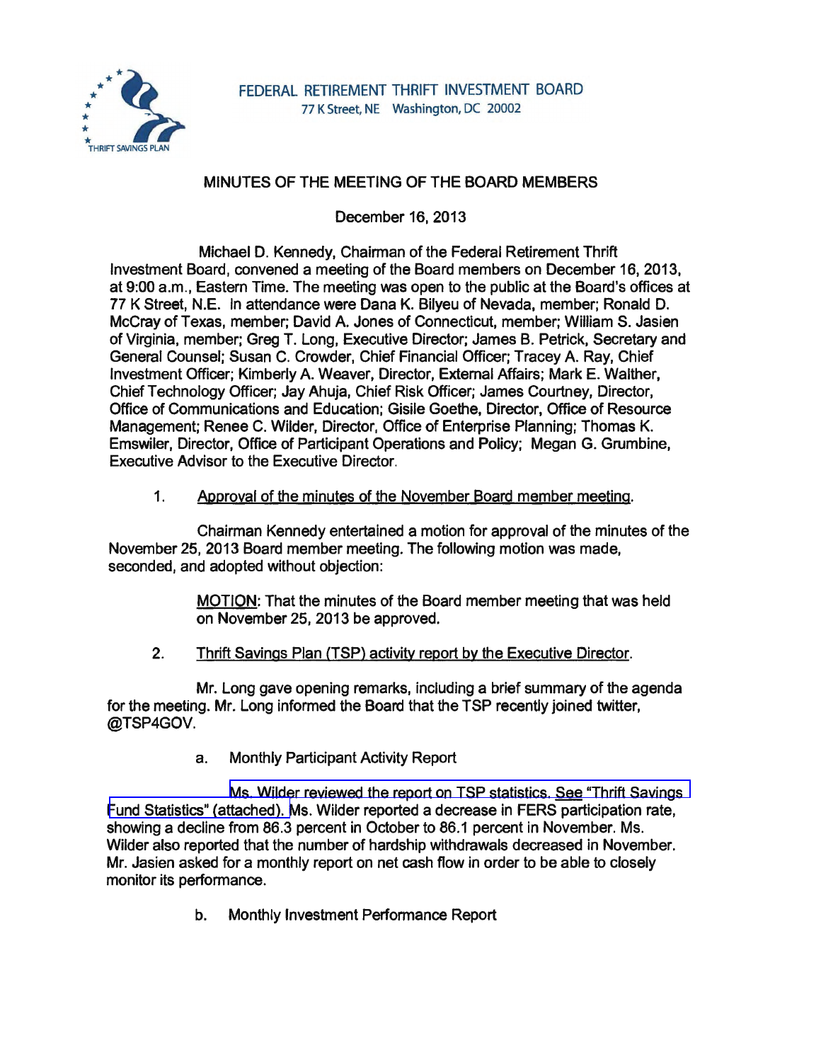FEDERAL RETIREMENT THRIFT INVESTMENT BOARD
77 K Street, NE Washington, DC 20002

# MINUTES OF THE MEETING OF THE BOARD MEMBERS

December 16, 2013

Michael D. Kennedy, Chairman of the Federal Retirement Thrift Investment Board, convened a meeting of the Board members on December 16, 2013, at 9:00 a.m., Eastern Time. The meeting was open to the public at the Board's offices at 77 K Street, N.E. In attendance were Dana K. Bilyeu of Nevada, member; Ronald D. McCray of Texas, member; David A. Jones of Connecticut, member; William S. Jasien of Virginia, member; Greg T. Long, Executive Director; James B. Petrick, Secretary and General Counsel; Susan C. Crowder, Chief Financial Officer; Tracey A. Ray, Chief Investment Officer; Kimberly A. Weaver, Director, External Affairs; Mark E. Walther, Chief Technology Officer; Jay Ahuja, Chief Risk Officer; James Courtney, Director, Office of Communications and Education; Gisile Goethe, Director, Office of Resource Management; Renee C. Wilder, Director, Office of Enterprise Planning; Thomas K. Emswiler, Director, Office of Participant Operations and Policy; Megan G. Grumbine, Executive Advisor to the Executive Director.

1. Approval of the minutes of the November Board member meeting.

Chairman Kennedy entertained a motion for approval of the minutes of the November 25, 2013 Board member meeting. The following motion was made, seconded, and adopted without objection:

> MOTION: That the minutes of the Board member meeting that was held on November 25, 2013 be approved.

2. Thrift Savings Plan (TSP) activity report by the Executive Director.

Mr. Long gave opening remarks, including a brief summary of the agenda for the meeting. Mr. Long informed the Board that the TSP recently joined twitter, @TSP4GOV.

a. Monthly Participant Activity Report

Ms. Wilder reviewed the report on TSP statistics. See "Thrift Savings Fund Statistics" (attached). Ms. Wilder reported a decrease in FERS participation rate, showing a decline from 86.3 percent in October to 86.1 percent in November. Ms. Wilder also reported that the number of hardship withdrawals decreased in November. Mr. Jasien asked for a monthly report on net cash flow in order to be able to closely monitor its performance.

b. Monthly Investment Performance Report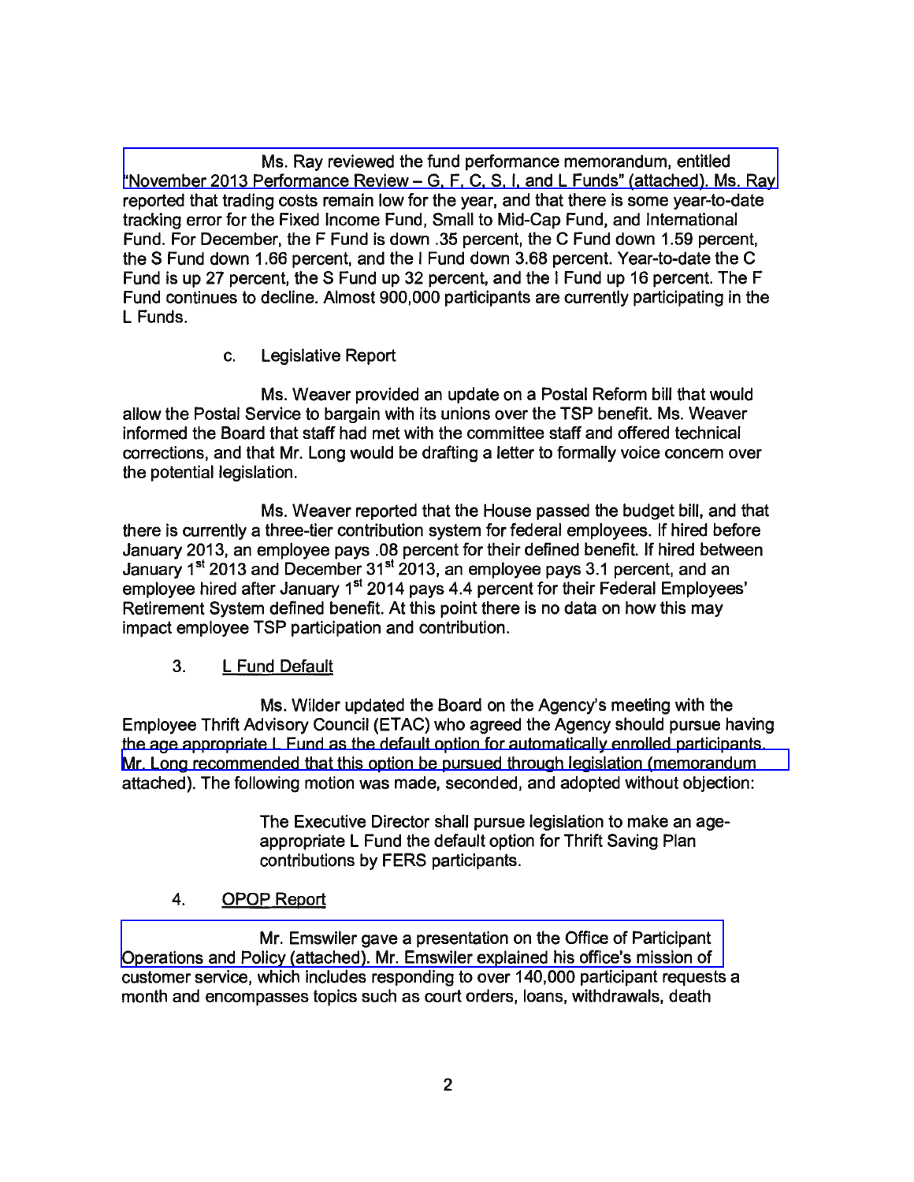Ms. Ray reviewed the fund performance memorandum, entitled "November 2013 Performance Review – G, F, C, S, I, and L Funds" (attached). Ms. Ray reported that trading costs remain low for the year, and that there is some year-to-date tracking error for the Fixed Income Fund, Small to Mid-Cap Fund, and International Fund. For December, the F Fund is down .35 percent, the C Fund down 1.59 percent, the S Fund down 1.66 percent, and the I Fund down 3.68 percent. Year-to-date the C Fund is up 27 percent, the S Fund up 32 percent, and the I Fund up 16 percent. The F Fund continues to decline. Almost 900,000 participants are currently participating in the L Funds.

c. Legislative Report

Ms. Weaver provided an update on a Postal Reform bill that would allow the Postal Service to bargain with its unions over the TSP benefit. Ms. Weaver informed the Board that staff had met with the committee staff and offered technical corrections, and that Mr. Long would be drafting a letter to formally voice concern over the potential legislation.

Ms. Weaver reported that the House passed the budget bill, and that there is currently a three-tier contribution system for federal employees. If hired before January 2013, an employee pays .08 percent for their defined benefit. If hired between January 1st 2013 and December 31st 2013, an employee pays 3.1 percent, and an employee hired after January 1st 2014 pays 4.4 percent for their Federal Employees' Retirement System defined benefit. At this point there is no data on how this may impact employee TSP participation and contribution.

3. L Fund Default

Ms. Wilder updated the Board on the Agency's meeting with the Employee Thrift Advisory Council (ETAC) who agreed the Agency should pursue having the age appropriate L Fund as the default option for automatically enrolled participants. Mr. Long recommended that this option be pursued through legislation (memorandum attached). The following motion was made, seconded, and adopted without objection:

> The Executive Director shall pursue legislation to make an age-appropriate L Fund the default option for Thrift Saving Plan contributions by FERS participants.

4. OPOP Report

Mr. Emswiler gave a presentation on the Office of Participant Operations and Policy (attached). Mr. Emswiler explained his office's mission of customer service, which includes responding to over 140,000 participant requests a month and encompasses topics such as court orders, loans, withdrawals, death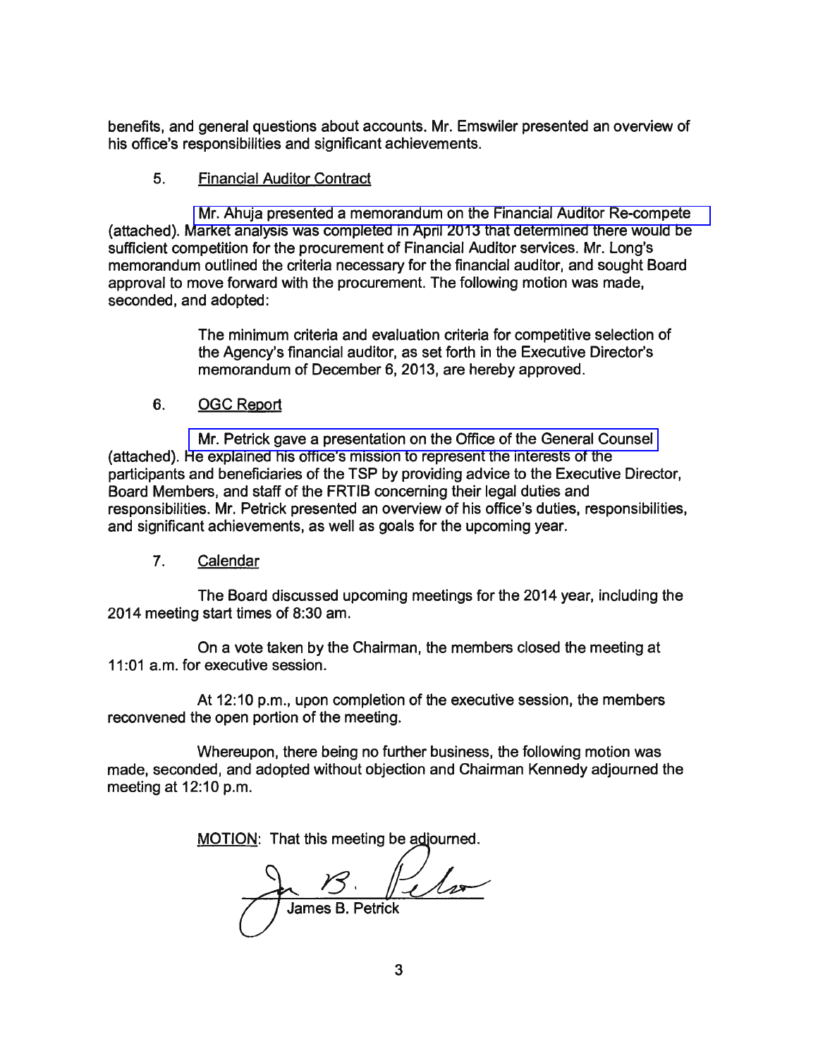benefits, and general questions about accounts. Mr. Emswiler presented an overview of his office's responsibilities and significant achievements.

5. Financial Auditor Contract

Mr. Ahuja presented a memorandum on the Financial Auditor Re-compete (attached). Market analysis was completed in April 2013 that determined there would be sufficient competition for the procurement of Financial Auditor services. Mr. Long's memorandum outlined the criteria necessary for the financial auditor, and sought Board approval to move forward with the procurement. The following motion was made, seconded, and adopted:

> The minimum criteria and evaluation criteria for competitive selection of the Agency's financial auditor, as set forth in the Executive Director's memorandum of December 6, 2013, are hereby approved.

6. OGC Report

Mr. Petrick gave a presentation on the Office of the General Counsel (attached). He explained his office's mission to represent the interests of the participants and beneficiaries of the TSP by providing advice to the Executive Director, Board Members, and staff of the FRTIB concerning their legal duties and responsibilities. Mr. Petrick presented an overview of his office's duties, responsibilities, and significant achievements, as well as goals for the upcoming year.

7. Calendar

The Board discussed upcoming meetings for the 2014 year, including the 2014 meeting start times of 8:30 am.

On a vote taken by the Chairman, the members closed the meeting at 11:01 a.m. for executive session.

At 12:10 p.m., upon completion of the executive session, the members reconvened the open portion of the meeting.

Whereupon, there being no further business, the following motion was made, seconded, and adopted without objection and Chairman Kennedy adjourned the meeting at 12:10 p.m.

MOTION: That this meeting be adjourned.

James B. Petrick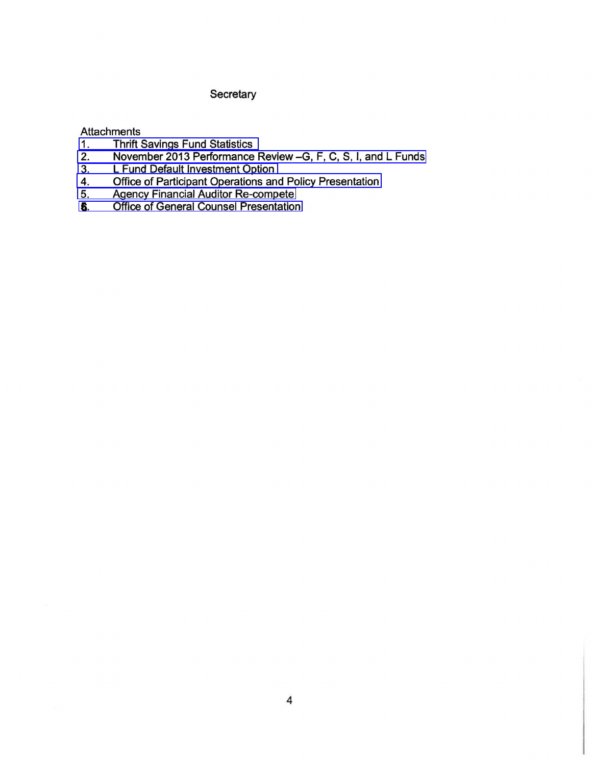Secretary

Attachments

1. Thrift Savings Fund Statistics
2. November 2013 Performance Review –G, F, C, S, I, and L Funds
3. L Fund Default Investment Option
4. Office of Participant Operations and Policy Presentation
5. Agency Financial Auditor Re-compete
6. Office of General Counsel Presentation